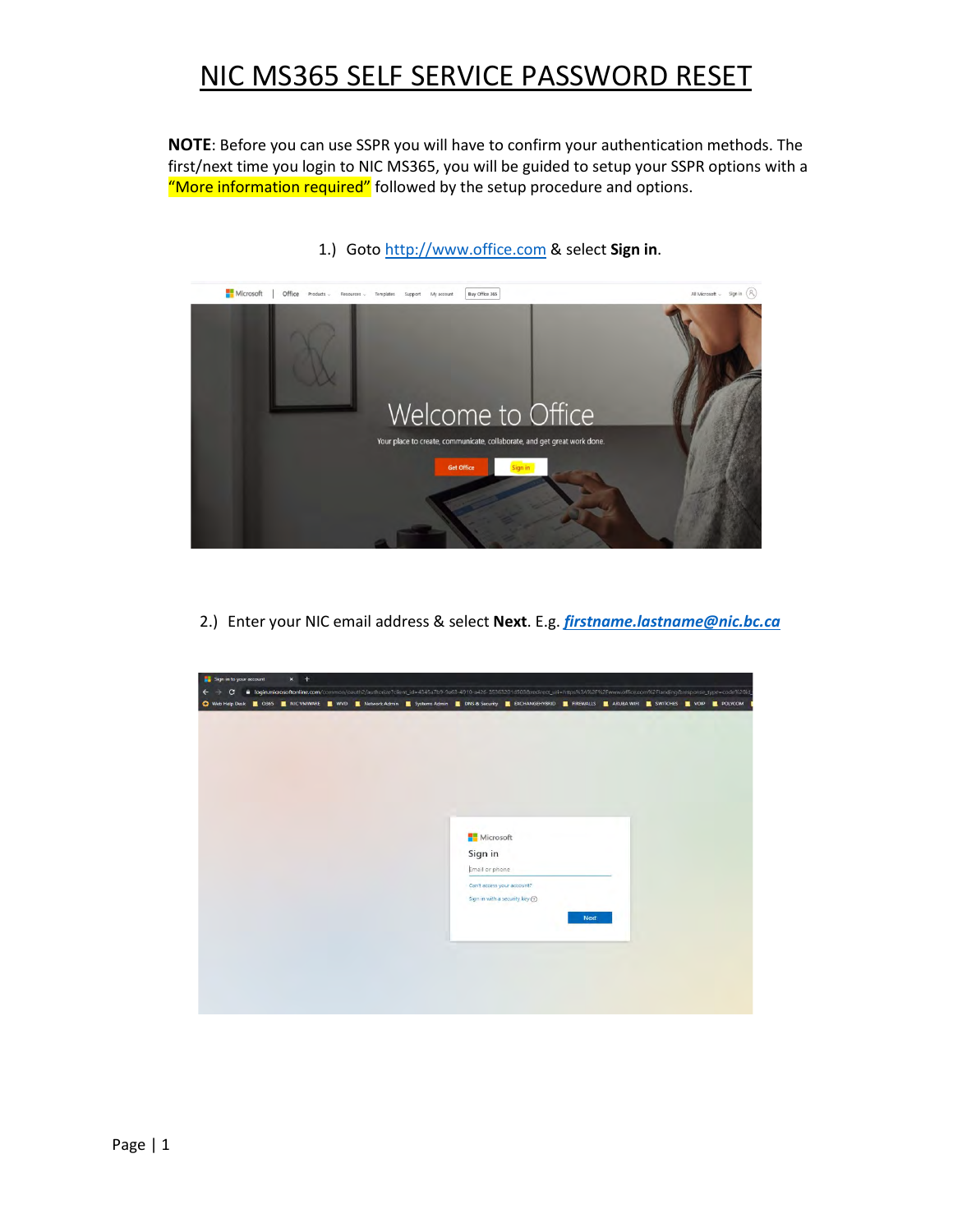# NIC MS365 SELF SERVICE PASSWORD RESET

**NOTE**: Before you can use SSPR you will have to confirm your authentication methods. The first/next time you login to NIC MS365, you will be guided to setup your SSPR options with a "More information required" followed by the setup procedure and options.

1.) Goto http://www.office.com & select **Sign in**.

2.) Enter your NIC email address & select **Next**. E.g. ***firstname.lastname@nic.bc.ca***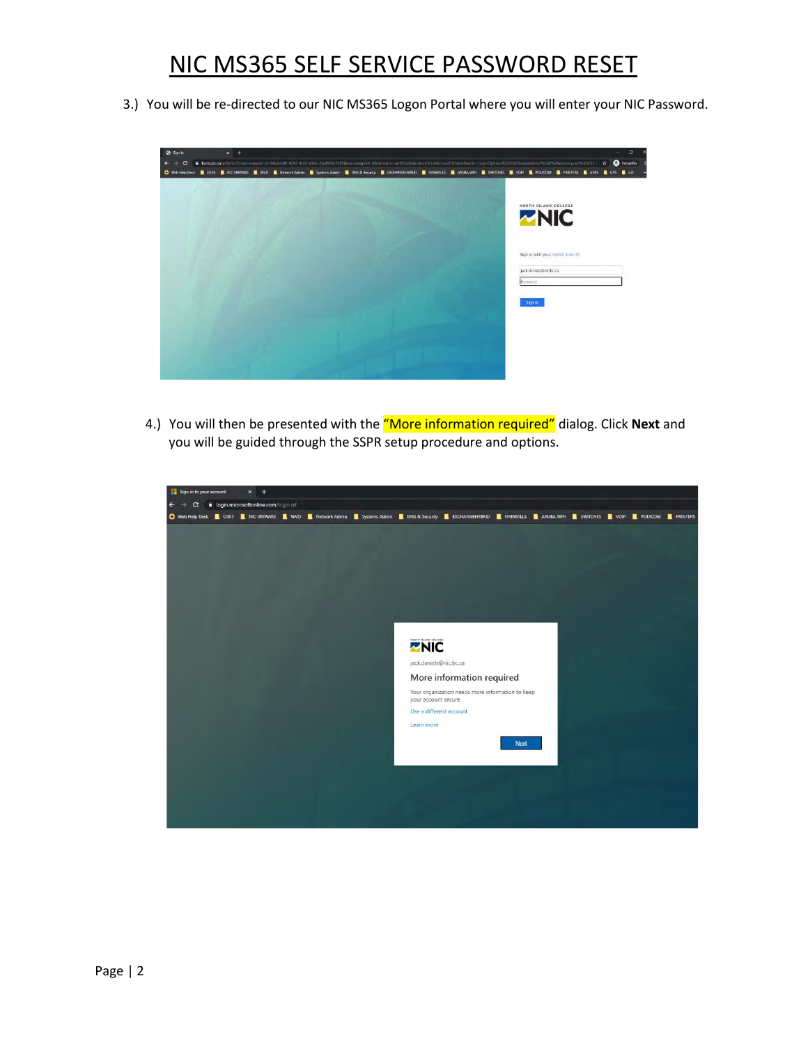# NIC MS365 SELF SERVICE PASSWORD RESET

3.) You will be re-directed to our NIC MS365 Logon Portal where you will enter your NIC Password.

4.) You will then be presented with the "More information required" dialog. Click **Next** and you will be guided through the SSPR setup procedure and options.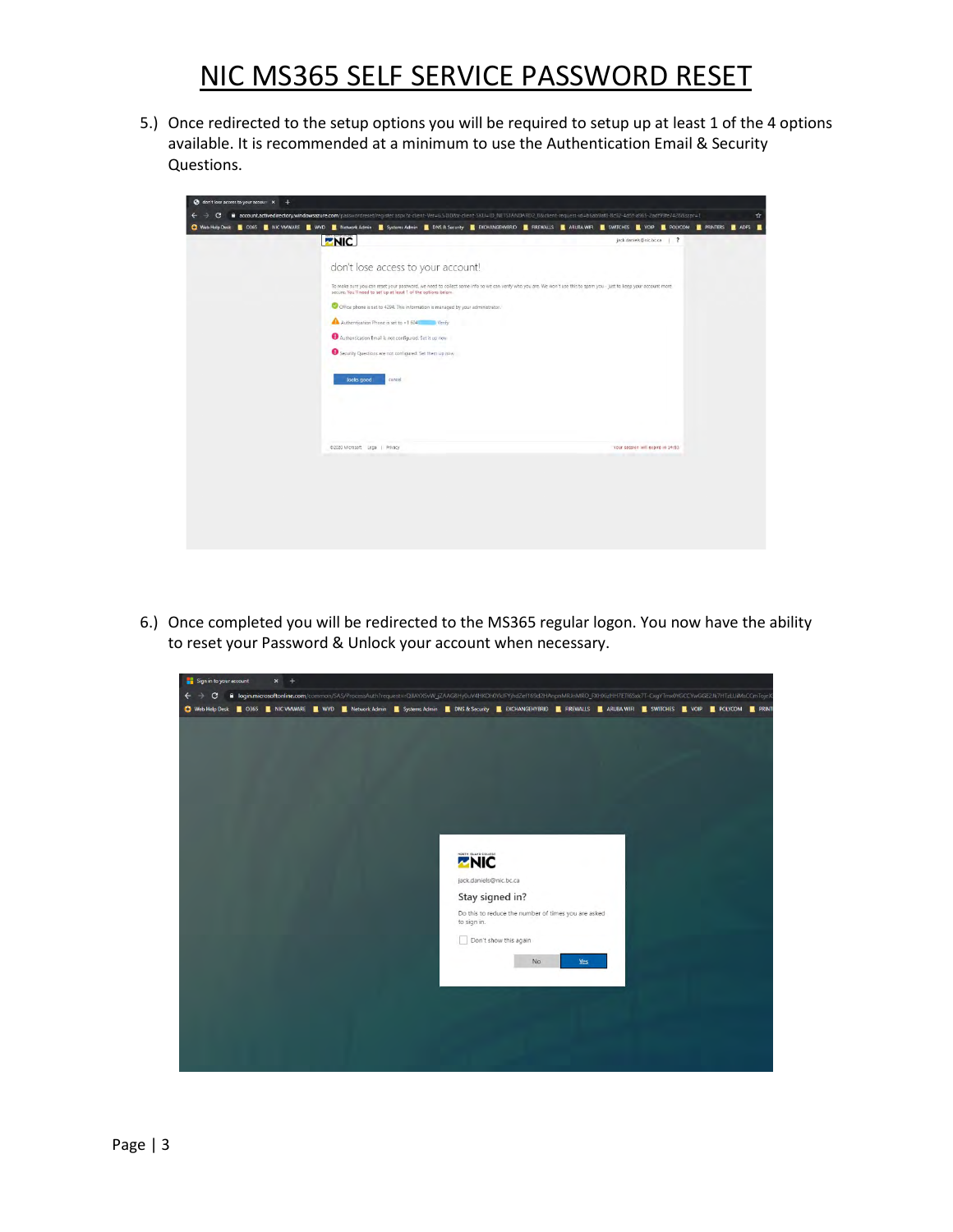# NIC MS365 SELF SERVICE PASSWORD RESET

5.) Once redirected to the setup options you will be required to setup up at least 1 of the 4 options available. It is recommended at a minimum to use the Authentication Email & Security Questions.

6.) Once completed you will be redirected to the MS365 regular logon. You now have the ability to reset your Password & Unlock your account when necessary.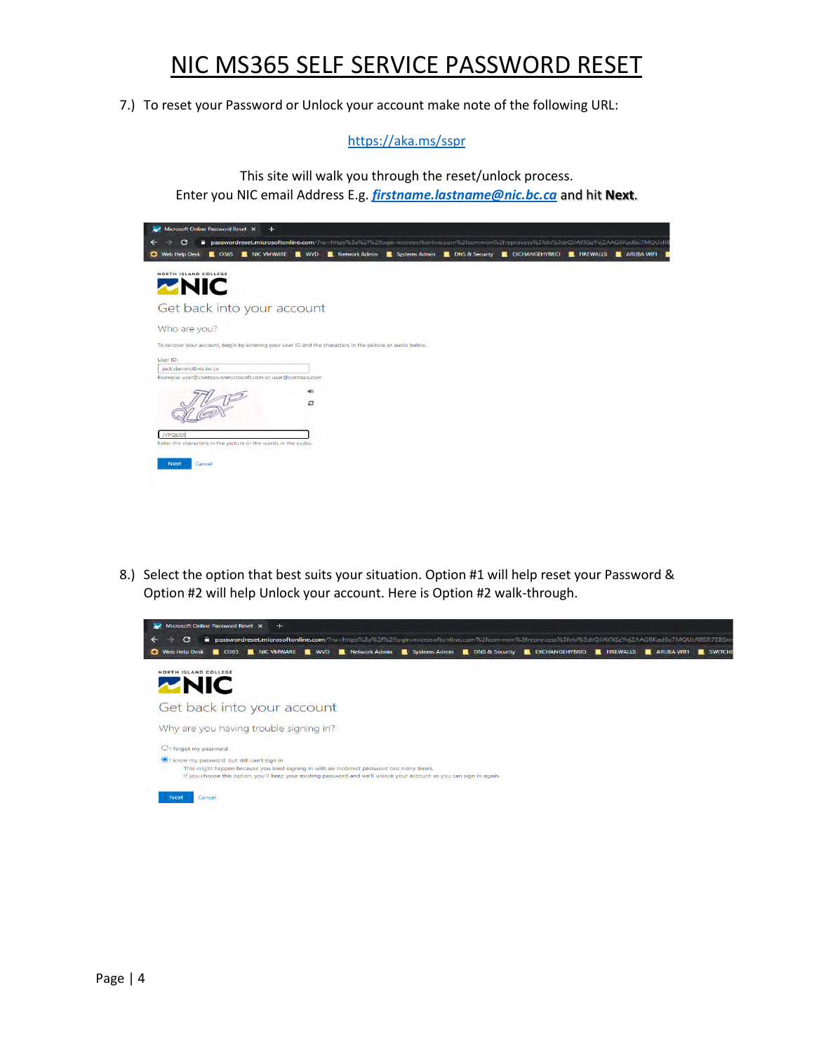# NIC MS365 SELF SERVICE PASSWORD RESET

7.) To reset your Password or Unlock your account make note of the following URL:

https://aka.ms/sspr

This site will walk you through the reset/unlock process.
Enter you NIC email Address E.g. ***firstname.lastname@nic.bc.ca*** and hit **Next**.

8.) Select the option that best suits your situation. Option #1 will help reset your Password & Option #2 will help Unlock your account. Here is Option #2 walk-through.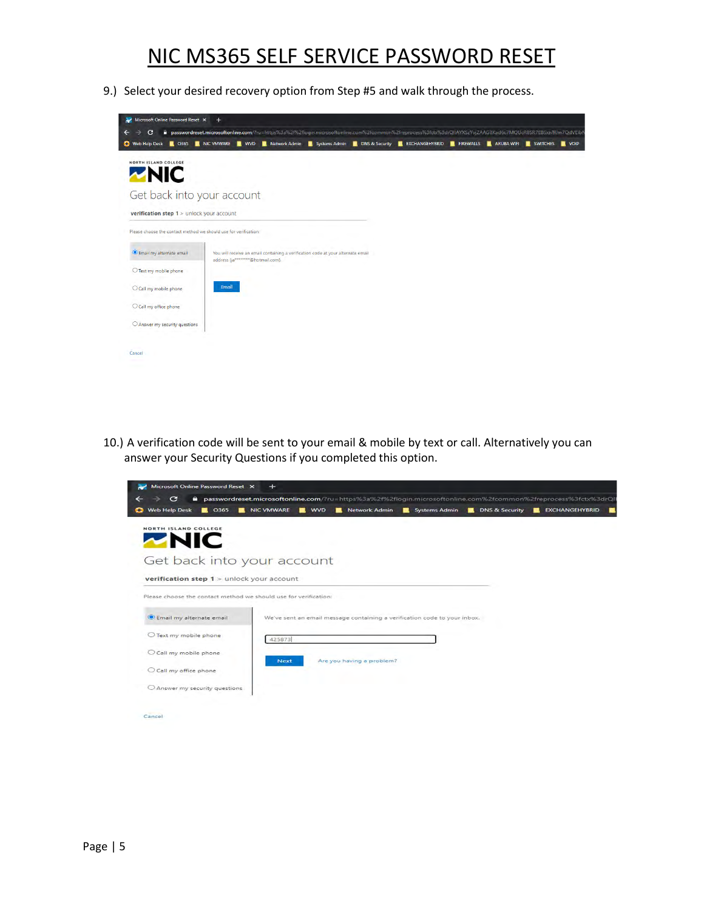# NIC MS365 SELF SERVICE PASSWORD RESET

9.) Select your desired recovery option from Step #5 and walk through the process.

10.) A verification code will be sent to your email & mobile by text or call. Alternatively you can answer your Security Questions if you completed this option.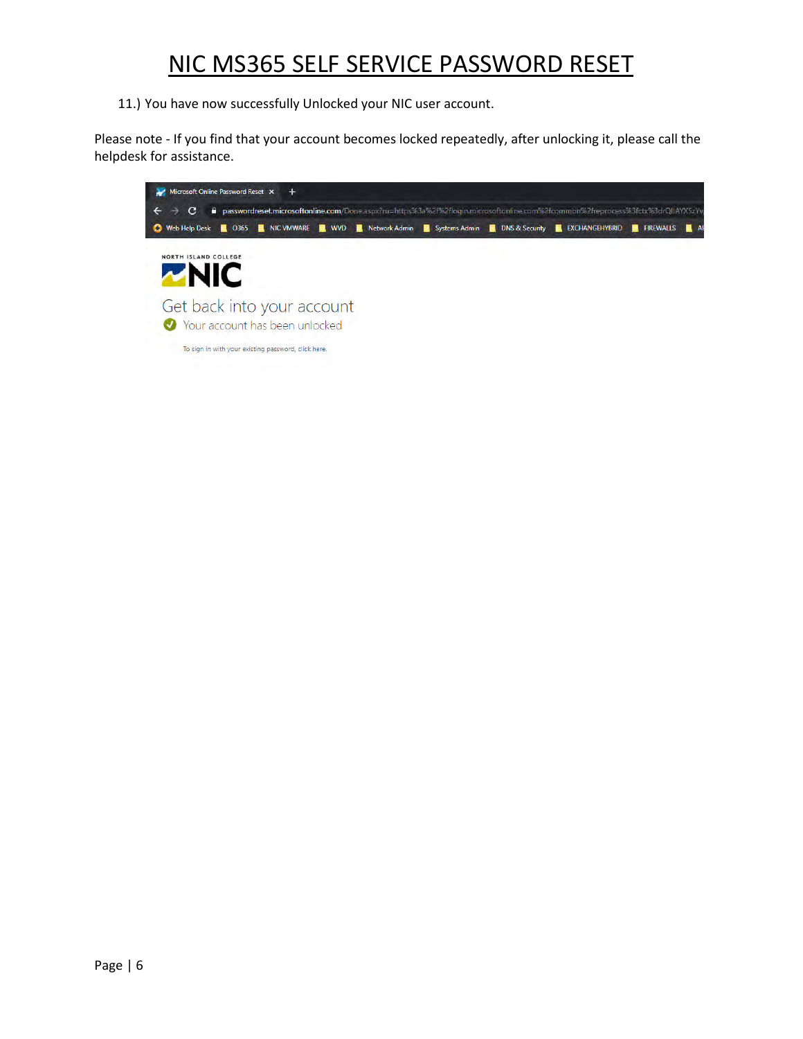# NIC MS365 SELF SERVICE PASSWORD RESET

11.) You have now successfully Unlocked your NIC user account.

Please note - If you find that your account becomes locked repeatedly, after unlocking it, please call the helpdesk for assistance.